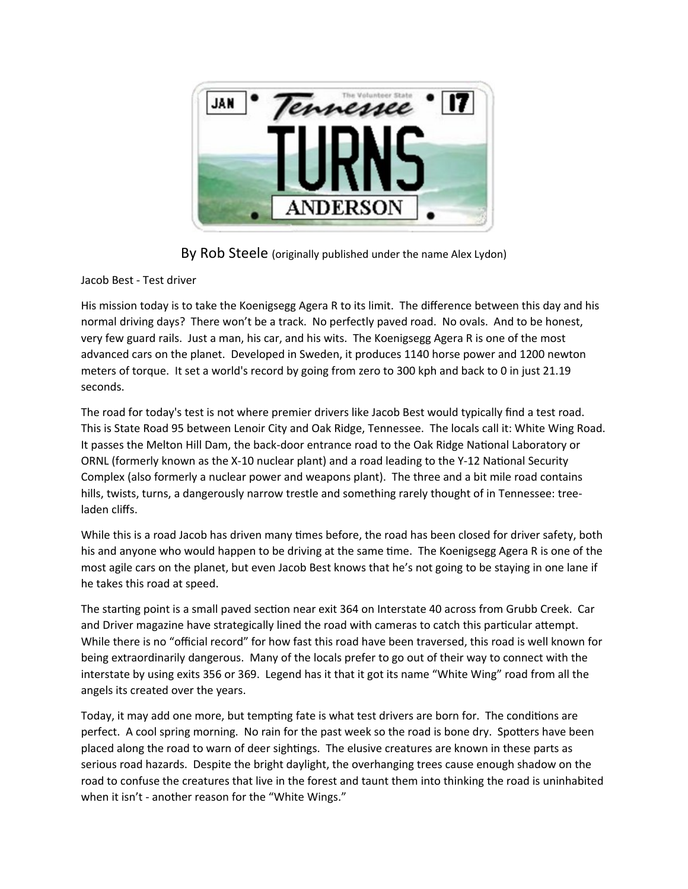# TURNS

By Rob Steele (originally published under the name Alex Lydon)

Jacob Best - Test driver

His mission today is to take the Koenigsegg Agera R to its limit. The difference between this day and his normal driving days? There won't be a track. No perfectly paved road. No ovals. And to be honest, very few guard rails. Just a man, his car, and his wits. The Koenigsegg Agera R is one of the most advanced cars on the planet. Developed in Sweden, it produces 1140 horse power and 1200 newton meters of torque. It set a world's record by going from zero to 300 kph and back to 0 in just 21.19 seconds.

The road for today's test is not where premier drivers like Jacob Best would typically find a test road. This is State Road 95 between Lenoir City and Oak Ridge, Tennessee. The locals call it: White Wing Road. It passes the Melton Hill Dam, the back-door entrance road to the Oak Ridge National Laboratory or ORNL (formerly known as the X-10 nuclear plant) and a road leading to the Y-12 National Security Complex (also formerly a nuclear power and weapons plant). The three and a bit mile road contains hills, twists, turns, a dangerously narrow trestle and something rarely thought of in Tennessee: tree-laden cliffs.

While this is a road Jacob has driven many times before, the road has been closed for driver safety, both his and anyone who would happen to be driving at the same time. The Koenigsegg Agera R is one of the most agile cars on the planet, but even Jacob Best knows that he's not going to be staying in one lane if he takes this road at speed.

The starting point is a small paved section near exit 364 on Interstate 40 across from Grubb Creek. Car and Driver magazine have strategically lined the road with cameras to catch this particular attempt. While there is no "official record" for how fast this road have been traversed, this road is well known for being extraordinarily dangerous. Many of the locals prefer to go out of their way to connect with the interstate by using exits 356 or 369. Legend has it that it got its name "White Wing" road from all the angels its created over the years.

Today, it may add one more, but tempting fate is what test drivers are born for. The conditions are perfect. A cool spring morning. No rain for the past week so the road is bone dry. Spotters have been placed along the road to warn of deer sightings. The elusive creatures are known in these parts as serious road hazards. Despite the bright daylight, the overhanging trees cause enough shadow on the road to confuse the creatures that live in the forest and taunt them into thinking the road is uninhabited when it isn't - another reason for the "White Wings."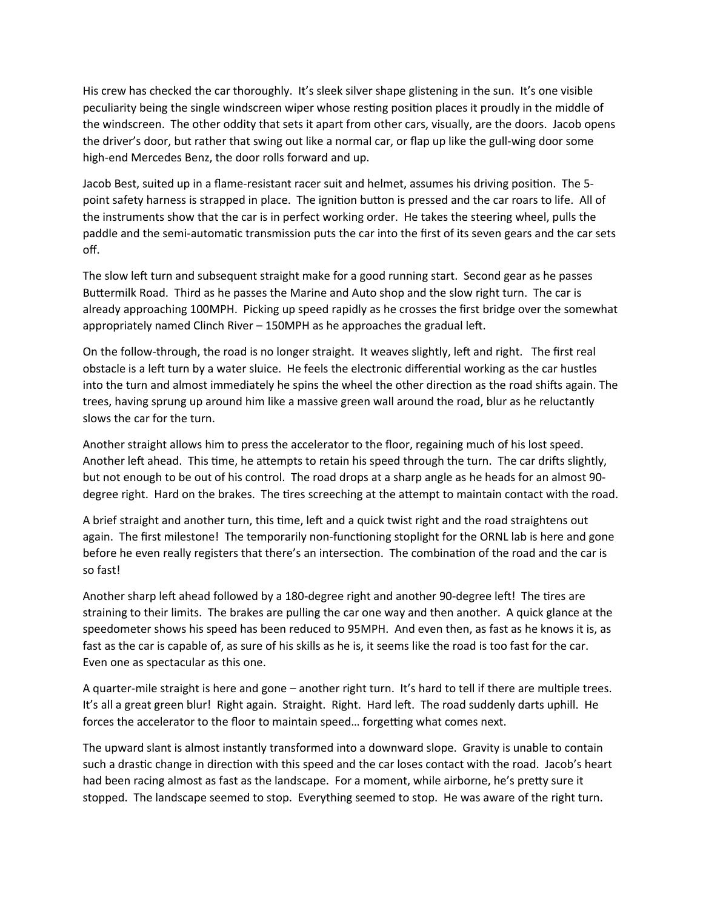His crew has checked the car thoroughly. It's sleek silver shape glistening in the sun. It's one visible peculiarity being the single windscreen wiper whose resting position places it proudly in the middle of the windscreen. The other oddity that sets it apart from other cars, visually, are the doors. Jacob opens the driver's door, but rather that swing out like a normal car, or flap up like the gull-wing door some high-end Mercedes Benz, the door rolls forward and up.

Jacob Best, suited up in a flame-resistant racer suit and helmet, assumes his driving position. The 5-point safety harness is strapped in place. The ignition button is pressed and the car roars to life. All of the instruments show that the car is in perfect working order. He takes the steering wheel, pulls the paddle and the semi-automatic transmission puts the car into the first of its seven gears and the car sets off.

The slow left turn and subsequent straight make for a good running start. Second gear as he passes Buttermilk Road. Third as he passes the Marine and Auto shop and the slow right turn. The car is already approaching 100MPH. Picking up speed rapidly as he crosses the first bridge over the somewhat appropriately named Clinch River – 150MPH as he approaches the gradual left.

On the follow-through, the road is no longer straight. It weaves slightly, left and right. The first real obstacle is a left turn by a water sluice. He feels the electronic differential working as the car hustles into the turn and almost immediately he spins the wheel the other direction as the road shifts again. The trees, having sprung up around him like a massive green wall around the road, blur as he reluctantly slows the car for the turn.

Another straight allows him to press the accelerator to the floor, regaining much of his lost speed. Another left ahead. This time, he attempts to retain his speed through the turn. The car drifts slightly, but not enough to be out of his control. The road drops at a sharp angle as he heads for an almost 90-degree right. Hard on the brakes. The tires screeching at the attempt to maintain contact with the road.

A brief straight and another turn, this time, left and a quick twist right and the road straightens out again. The first milestone! The temporarily non-functioning stoplight for the ORNL lab is here and gone before he even really registers that there's an intersection. The combination of the road and the car is so fast!

Another sharp left ahead followed by a 180-degree right and another 90-degree left! The tires are straining to their limits. The brakes are pulling the car one way and then another. A quick glance at the speedometer shows his speed has been reduced to 95MPH. And even then, as fast as he knows it is, as fast as the car is capable of, as sure of his skills as he is, it seems like the road is too fast for the car. Even one as spectacular as this one.

A quarter-mile straight is here and gone – another right turn. It's hard to tell if there are multiple trees. It's all a great green blur! Right again. Straight. Right. Hard left. The road suddenly darts uphill. He forces the accelerator to the floor to maintain speed… forgetting what comes next.

The upward slant is almost instantly transformed into a downward slope. Gravity is unable to contain such a drastic change in direction with this speed and the car loses contact with the road. Jacob's heart had been racing almost as fast as the landscape. For a moment, while airborne, he's pretty sure it stopped. The landscape seemed to stop. Everything seemed to stop. He was aware of the right turn.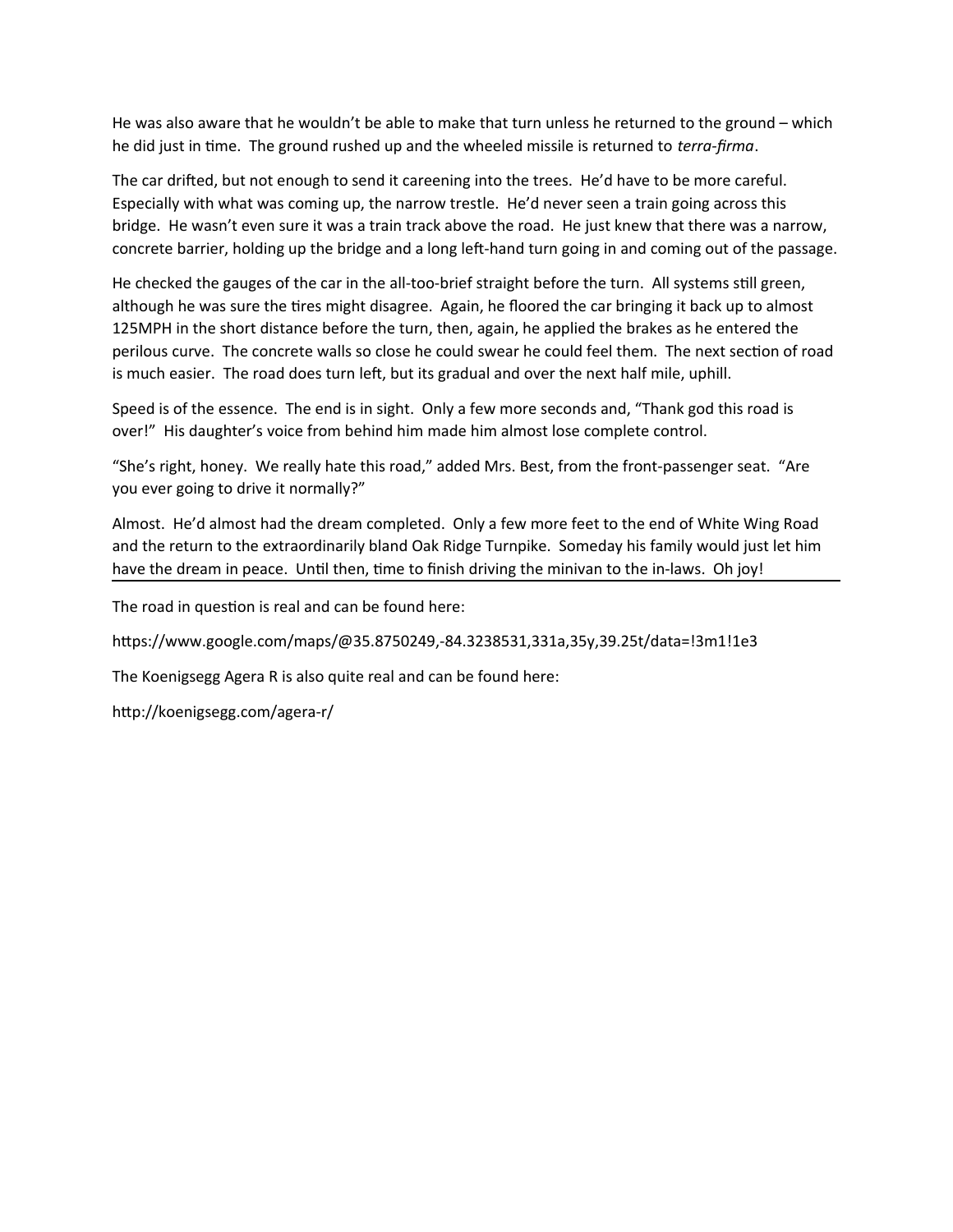He was also aware that he wouldn't be able to make that turn unless he returned to the ground – which he did just in time. The ground rushed up and the wheeled missile is returned to *terra-firma*.

The car drifted, but not enough to send it careening into the trees. He'd have to be more careful. Especially with what was coming up, the narrow trestle. He'd never seen a train going across this bridge. He wasn't even sure it was a train track above the road. He just knew that there was a narrow, concrete barrier, holding up the bridge and a long left-hand turn going in and coming out of the passage.

He checked the gauges of the car in the all-too-brief straight before the turn. All systems still green, although he was sure the tires might disagree. Again, he floored the car bringing it back up to almost 125MPH in the short distance before the turn, then, again, he applied the brakes as he entered the perilous curve. The concrete walls so close he could swear he could feel them. The next section of road is much easier. The road does turn left, but its gradual and over the next half mile, uphill.

Speed is of the essence. The end is in sight. Only a few more seconds and, "Thank god this road is over!" His daughter's voice from behind him made him almost lose complete control.

"She's right, honey. We really hate this road," added Mrs. Best, from the front-passenger seat. "Are you ever going to drive it normally?"

Almost. He'd almost had the dream completed. Only a few more feet to the end of White Wing Road and the return to the extraordinarily bland Oak Ridge Turnpike. Someday his family would just let him have the dream in peace. Until then, time to finish driving the minivan to the in-laws. Oh joy!

---

The road in question is real and can be found here:

https://www.google.com/maps/@35.8750249,-84.3238531,331a,35y,39.25t/data=!3m1!1e3

The Koenigsegg Agera R is also quite real and can be found here:

http://koenigsegg.com/agera-r/